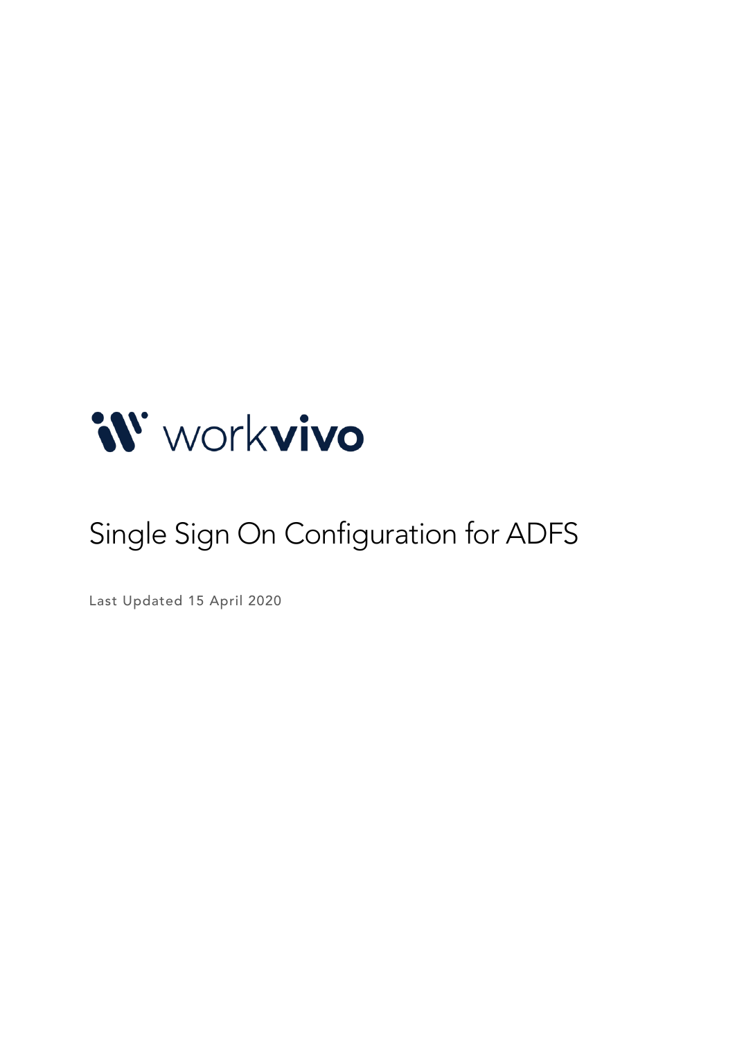workvivo

# Single Sign On Configuration for ADFS

Last Updated 15 April 2020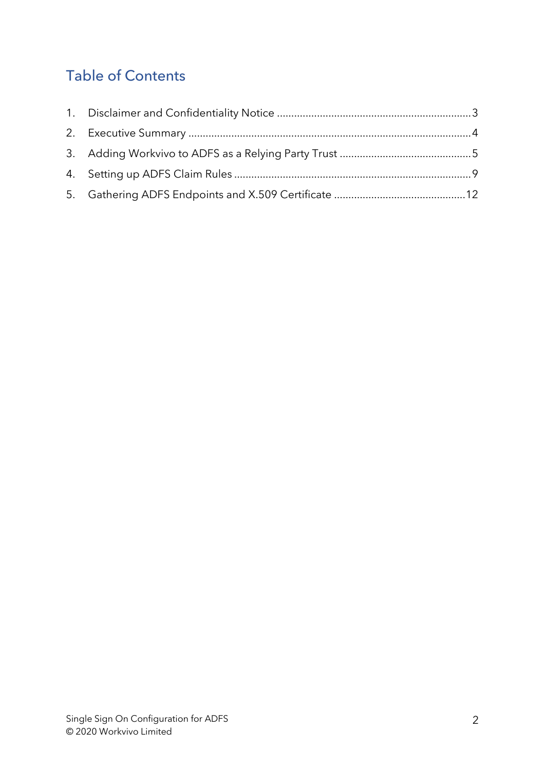## Table of Contents

1. Disclaimer and Confidentiality Notice ........ 3
2. Executive Summary ........ 4
3. Adding Workvivo to ADFS as a Relying Party Trust ........ 5
4. Setting up ADFS Claim Rules ........ 9
5. Gathering ADFS Endpoints and X.509 Certificate ........ 12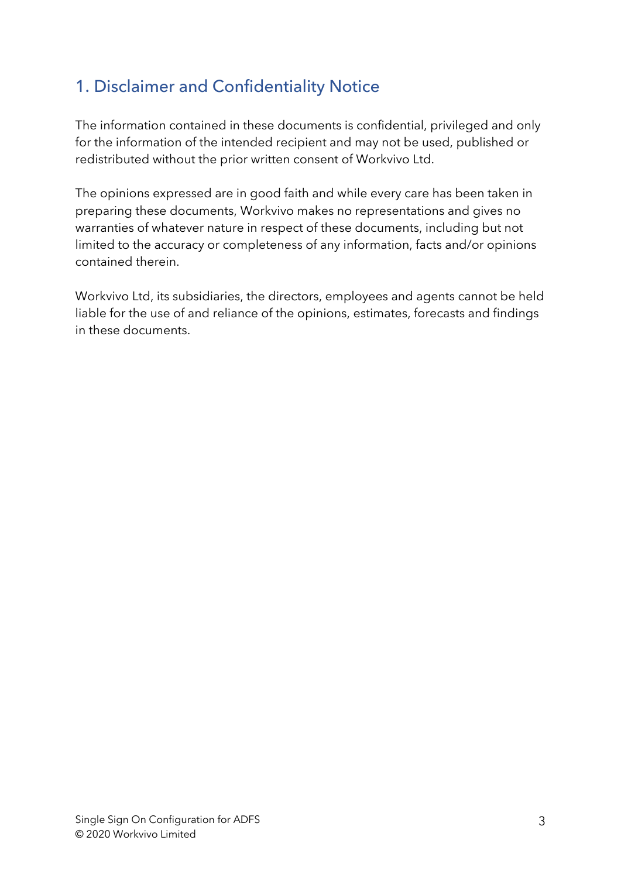## 1. Disclaimer and Confidentiality Notice

The information contained in these documents is confidential, privileged and only for the information of the intended recipient and may not be used, published or redistributed without the prior written consent of Workvivo Ltd.

The opinions expressed are in good faith and while every care has been taken in preparing these documents, Workvivo makes no representations and gives no warranties of whatever nature in respect of these documents, including but not limited to the accuracy or completeness of any information, facts and/or opinions contained therein.

Workvivo Ltd, its subsidiaries, the directors, employees and agents cannot be held liable for the use of and reliance of the opinions, estimates, forecasts and findings in these documents.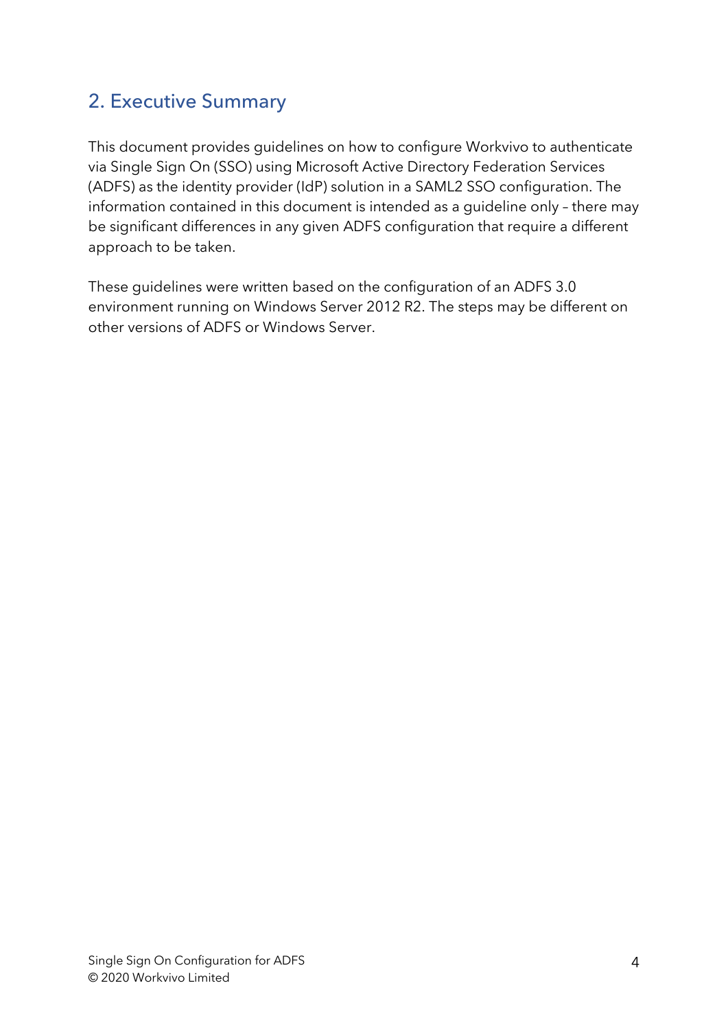## 2. Executive Summary

This document provides guidelines on how to configure Workvivo to authenticate via Single Sign On (SSO) using Microsoft Active Directory Federation Services (ADFS) as the identity provider (IdP) solution in a SAML2 SSO configuration. The information contained in this document is intended as a guideline only – there may be significant differences in any given ADFS configuration that require a different approach to be taken.

These guidelines were written based on the configuration of an ADFS 3.0 environment running on Windows Server 2012 R2. The steps may be different on other versions of ADFS or Windows Server.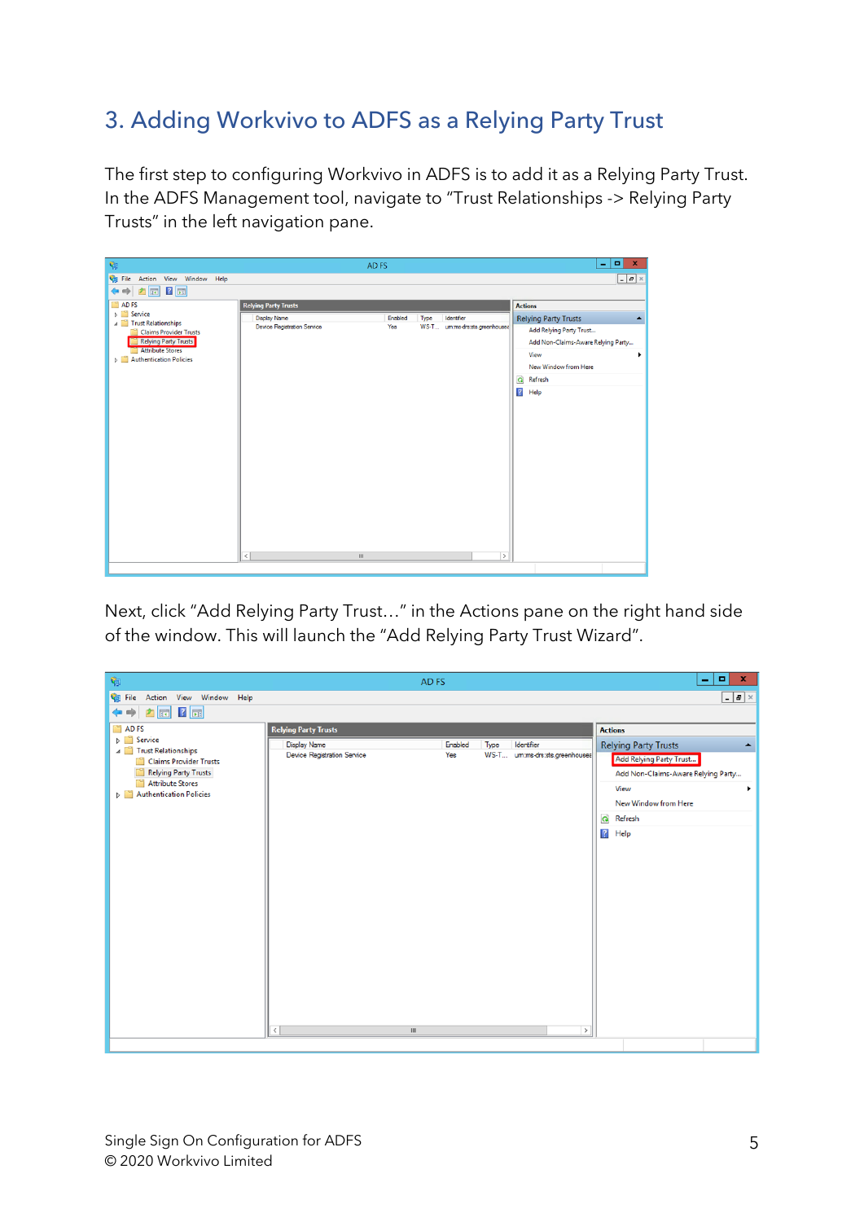## 3. Adding Workvivo to ADFS as a Relying Party Trust

The first step to configuring Workvivo in ADFS is to add it as a Relying Party Trust. In the ADFS Management tool, navigate to "Trust Relationships -> Relying Party Trusts" in the left navigation pane.

Next, click "Add Relying Party Trust…" in the Actions pane on the right hand side of the window. This will launch the "Add Relying Party Trust Wizard".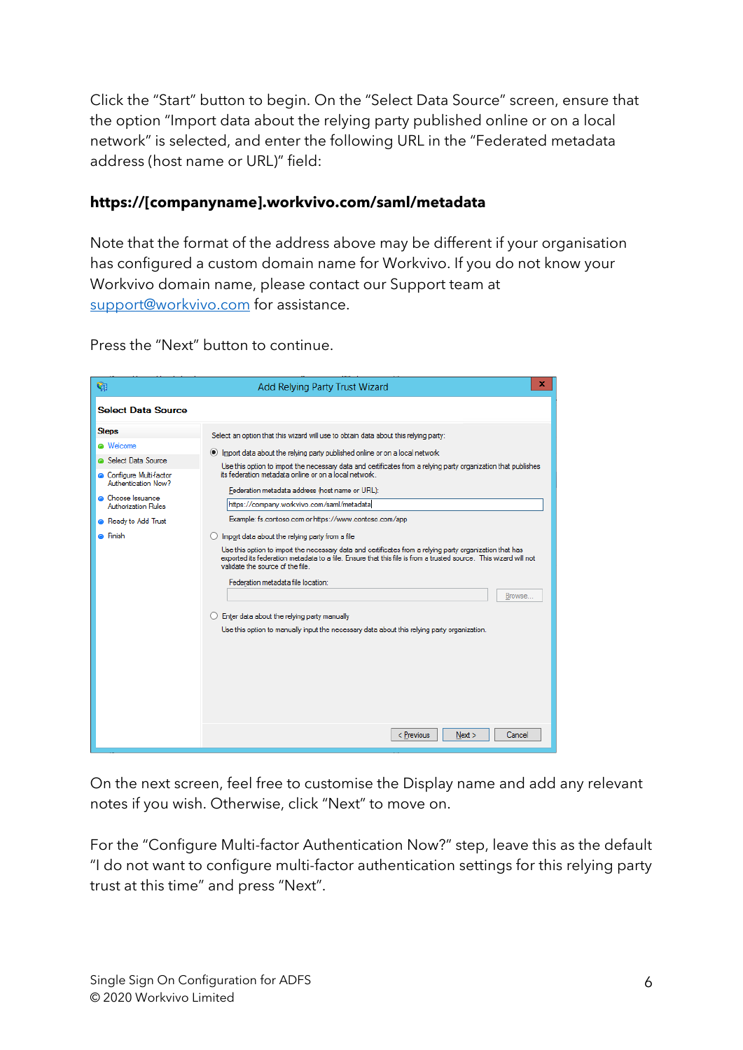Click the “Start” button to begin. On the “Select Data Source” screen, ensure that the option “Import data about the relying party published online or on a local network” is selected, and enter the following URL in the “Federated metadata address (host name or URL)” field:

**https://[companyname].workvivo.com/saml/metadata**

Note that the format of the address above may be different if your organisation has configured a custom domain name for Workvivo. If you do not know your Workvivo domain name, please contact our Support team at [support@workvivo.com](mailto:support@workvivo.com) for assistance.

Press the “Next” button to continue.

On the next screen, feel free to customise the Display name and add any relevant notes if you wish. Otherwise, click “Next” to move on.

For the “Configure Multi-factor Authentication Now?” step, leave this as the default “I do not want to configure multi-factor authentication settings for this relying party trust at this time” and press “Next”.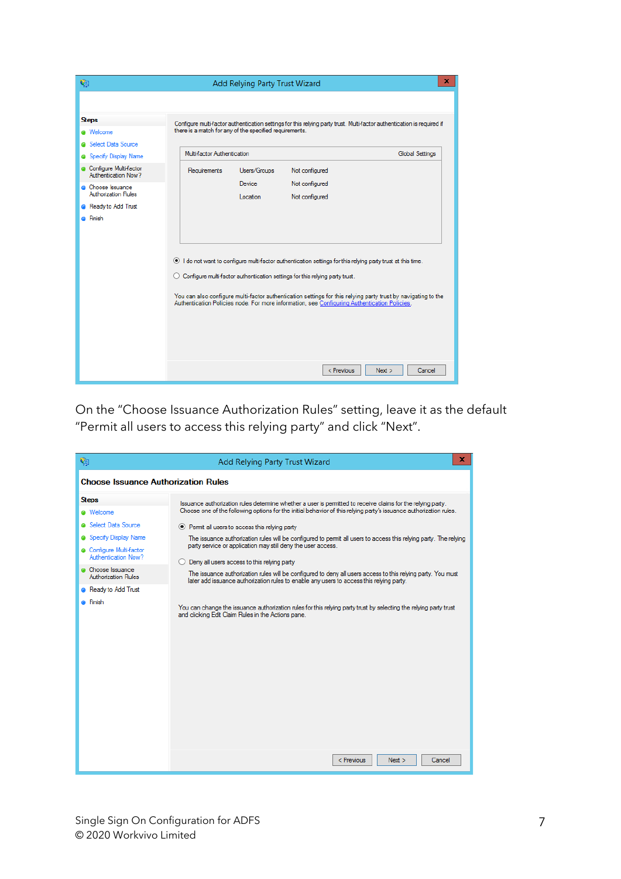On the “Choose Issuance Authorization Rules” setting, leave it as the default “Permit all users to access this relying party” and click “Next”.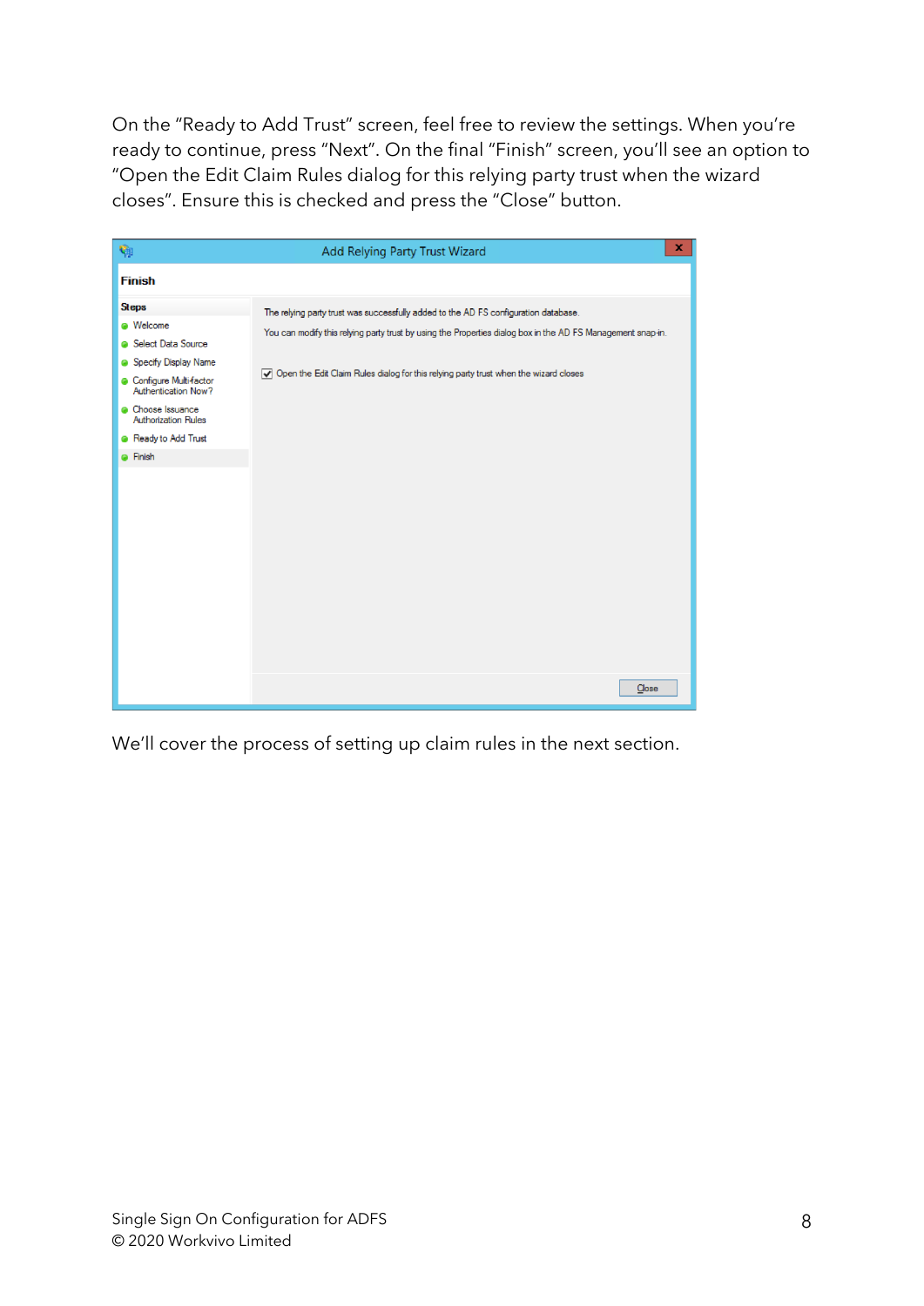On the "Ready to Add Trust" screen, feel free to review the settings. When you're ready to continue, press "Next". On the final "Finish" screen, you'll see an option to "Open the Edit Claim Rules dialog for this relying party trust when the wizard closes". Ensure this is checked and press the "Close" button.

We'll cover the process of setting up claim rules in the next section.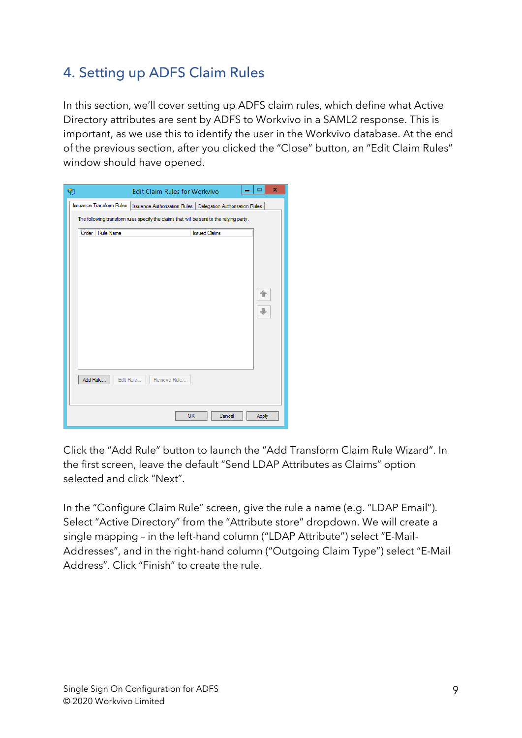## 4. Setting up ADFS Claim Rules

In this section, we'll cover setting up ADFS claim rules, which define what Active Directory attributes are sent by ADFS to Workvivo in a SAML2 response. This is important, as we use this to identify the user in the Workvivo database. At the end of the previous section, after you clicked the "Close" button, an "Edit Claim Rules" window should have opened.

Click the "Add Rule" button to launch the "Add Transform Claim Rule Wizard". In the first screen, leave the default "Send LDAP Attributes as Claims" option selected and click "Next".

In the "Configure Claim Rule" screen, give the rule a name (e.g. "LDAP Email"). Select "Active Directory" from the "Attribute store" dropdown. We will create a single mapping – in the left-hand column ("LDAP Attribute") select "E-Mail-Addresses", and in the right-hand column ("Outgoing Claim Type") select "E-Mail Address". Click "Finish" to create the rule.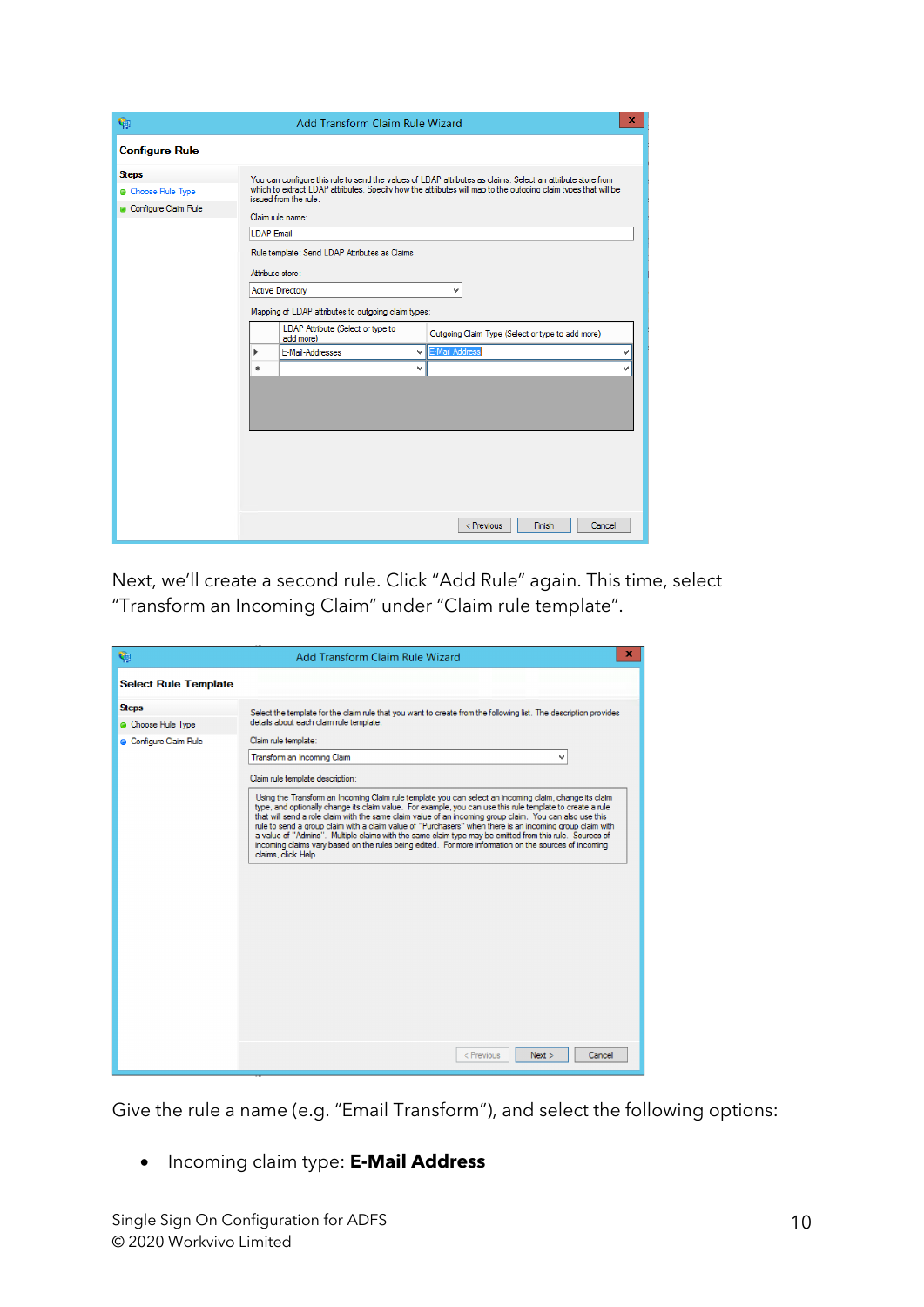Next, we'll create a second rule. Click "Add Rule" again. This time, select "Transform an Incoming Claim" under "Claim rule template".

Give the rule a name (e.g. "Email Transform"), and select the following options:

- Incoming claim type: **E-Mail Address**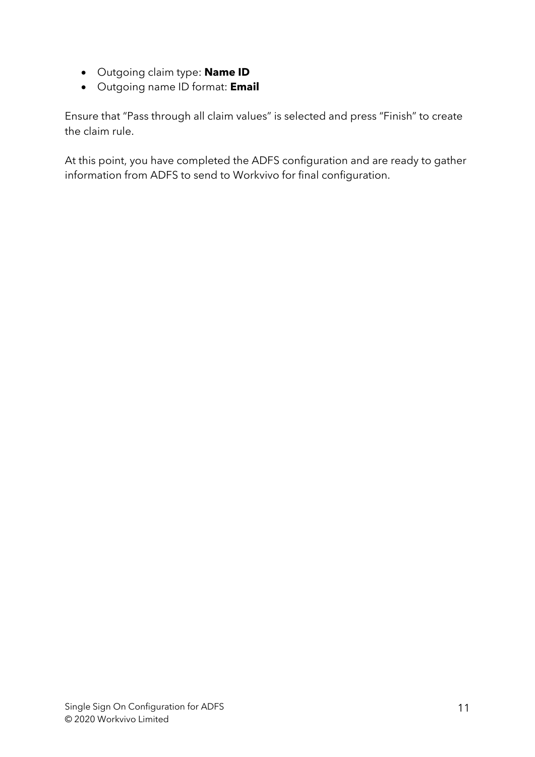- Outgoing claim type: **Name ID**
- Outgoing name ID format: **Email**

Ensure that “Pass through all claim values” is selected and press “Finish” to create the claim rule.

At this point, you have completed the ADFS configuration and are ready to gather information from ADFS to send to Workvivo for final configuration.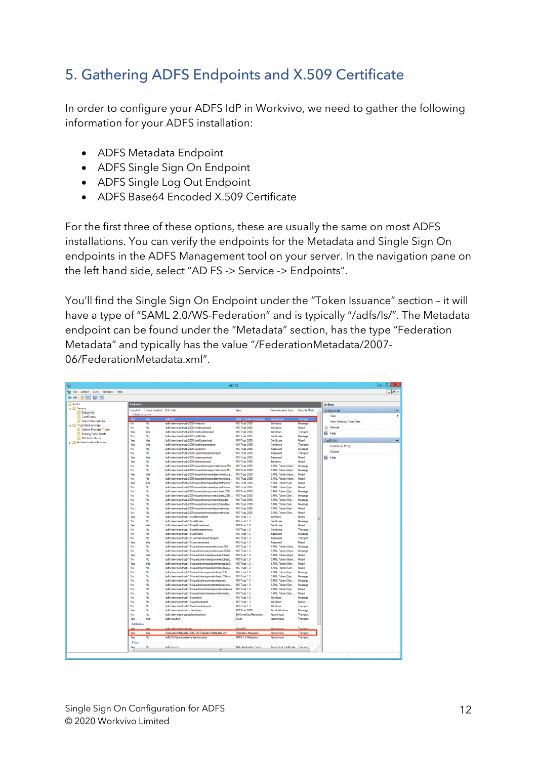## 5. Gathering ADFS Endpoints and X.509 Certificate

In order to configure your ADFS IdP in Workvivo, we need to gather the following information for your ADFS installation:

- ADFS Metadata Endpoint
- ADFS Single Sign On Endpoint
- ADFS Single Log Out Endpoint
- ADFS Base64 Encoded X.509 Certificate

For the first three of these options, these are usually the same on most ADFS installations. You can verify the endpoints for the Metadata and Single Sign On endpoints in the ADFS Management tool on your server. In the navigation pane on the left hand side, select "AD FS -> Service -> Endpoints".

You'll find the Single Sign On Endpoint under the "Token Issuance" section – it will have a type of "SAML 2.0/WS-Federation" and is typically "/adfs/ls/". The Metadata endpoint can be found under the "Metadata" section, has the type "Federation Metadata" and typically has the value "/FederationMetadata/2007-06/FederationMetadata.xml".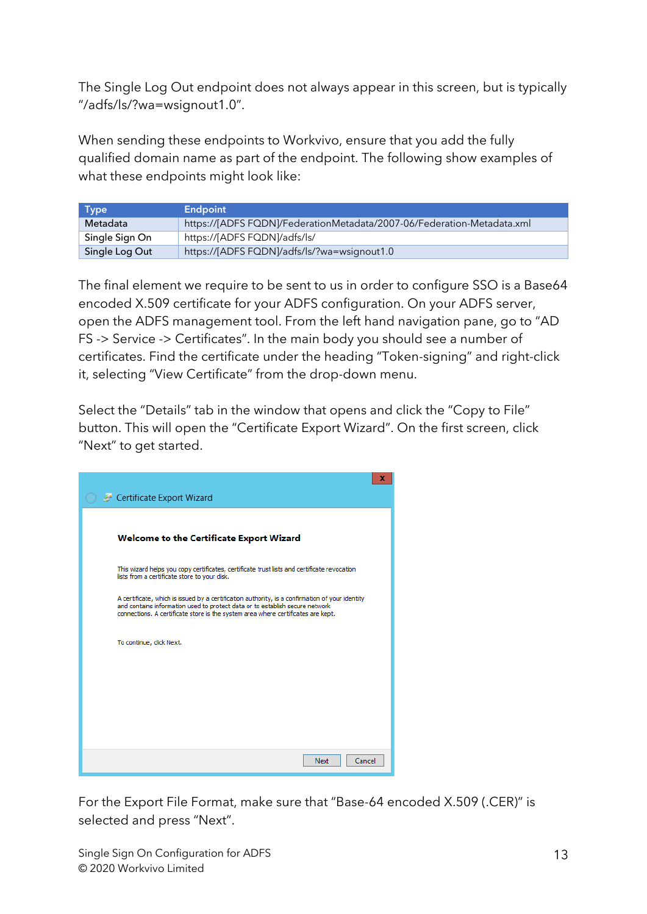The Single Log Out endpoint does not always appear in this screen, but is typically "/adfs/ls/?wa=wsignout1.0".

When sending these endpoints to Workvivo, ensure that you add the fully qualified domain name as part of the endpoint. The following show examples of what these endpoints might look like:

| Type | Endpoint |
| --- | --- |
| Metadata | https://[ADFS FQDN]/FederationMetadata/2007-06/Federation-Metadata.xml |
| Single Sign On | https://[ADFS FQDN]/adfs/ls/ |
| Single Log Out | https://[ADFS FQDN]/adfs/ls/?wa=wsignout1.0 |

The final element we require to be sent to us in order to configure SSO is a Base64 encoded X.509 certificate for your ADFS configuration. On your ADFS server, open the ADFS management tool. From the left hand navigation pane, go to "AD FS -> Service -> Certificates". In the main body you should see a number of certificates. Find the certificate under the heading "Token-signing" and right-click it, selecting "View Certificate" from the drop-down menu.

Select the "Details" tab in the window that opens and click the "Copy to File" button. This will open the "Certificate Export Wizard". On the first screen, click "Next" to get started.

Certificate Export Wizard

**Welcome to the Certificate Export Wizard**

This wizard helps you copy certificates, certificate trust lists and certificate revocation lists from a certificate store to your disk.

A certificate, which is issued by a certification authority, is a confirmation of your identity and contains information used to protect data or to establish secure network connections. A certificate store is the system area where certificates are kept.

To continue, click Next.

Next Cancel

For the Export File Format, make sure that "Base-64 encoded X.509 (.CER)" is selected and press "Next".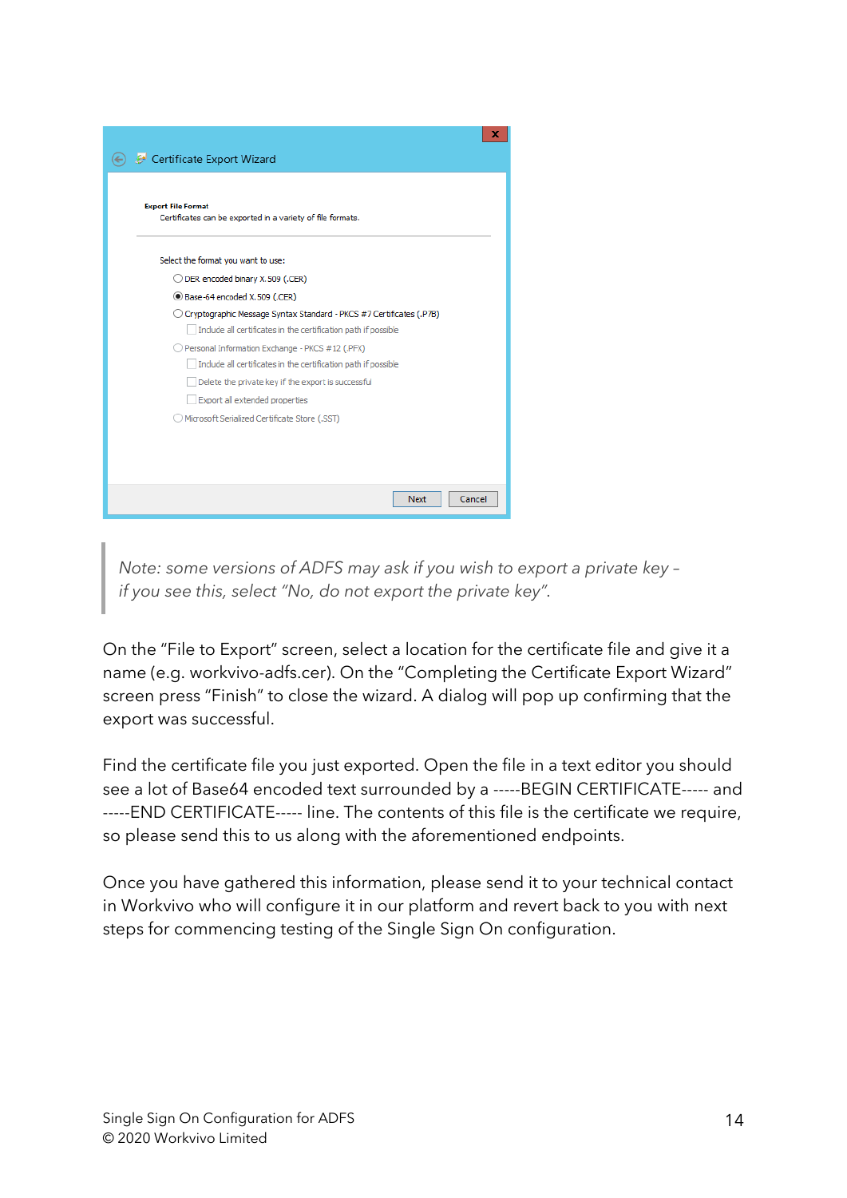> *Note: some versions of ADFS may ask if you wish to export a private key – if you see this, select "No, do not export the private key".*

On the "File to Export" screen, select a location for the certificate file and give it a name (e.g. workvivo-adfs.cer). On the "Completing the Certificate Export Wizard" screen press "Finish" to close the wizard. A dialog will pop up confirming that the export was successful.

Find the certificate file you just exported. Open the file in a text editor you should see a lot of Base64 encoded text surrounded by a -----BEGIN CERTIFICATE----- and -----END CERTIFICATE----- line. The contents of this file is the certificate we require, so please send this to us along with the aforementioned endpoints.

Once you have gathered this information, please send it to your technical contact in Workvivo who will configure it in our platform and revert back to you with next steps for commencing testing of the Single Sign On configuration.